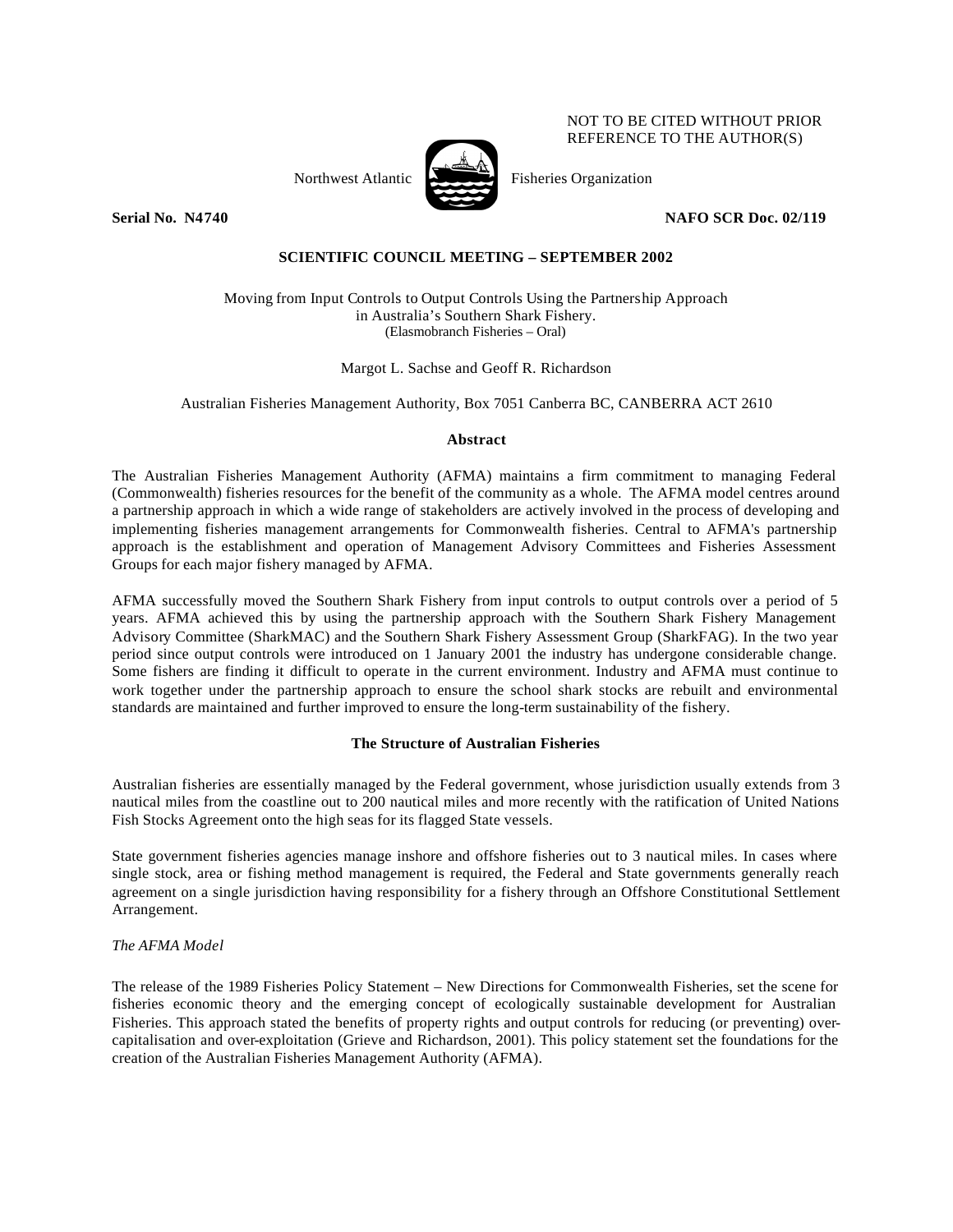NOT TO BE CITED WITHOUT PRIOR REFERENCE TO THE AUTHOR(S)

Northwest Atlantic Fisheries Organization

**Serial No. N4740** **NAFO SCR Doc. 02/119**

**SCIENTIFIC COUNCIL MEETING – SEPTEMBER 2002**

Moving from Input Controls to Output Controls Using the Partnership Approach in Australia's Southern Shark Fishery.
(Elasmobranch Fisheries – Oral)

Margot L. Sachse and Geoff R. Richardson

Australian Fisheries Management Authority, Box 7051 Canberra BC, CANBERRA ACT 2610

**Abstract**

The Australian Fisheries Management Authority (AFMA) maintains a firm commitment to managing Federal (Commonwealth) fisheries resources for the benefit of the community as a whole. The AFMA model centres around a partnership approach in which a wide range of stakeholders are actively involved in the process of developing and implementing fisheries management arrangements for Commonwealth fisheries. Central to AFMA's partnership approach is the establishment and operation of Management Advisory Committees and Fisheries Assessment Groups for each major fishery managed by AFMA.

AFMA successfully moved the Southern Shark Fishery from input controls to output controls over a period of 5 years. AFMA achieved this by using the partnership approach with the Southern Shark Fishery Management Advisory Committee (SharkMAC) and the Southern Shark Fishery Assessment Group (SharkFAG). In the two year period since output controls were introduced on 1 January 2001 the industry has undergone considerable change. Some fishers are finding it difficult to operate in the current environment. Industry and AFMA must continue to work together under the partnership approach to ensure the school shark stocks are rebuilt and environmental standards are maintained and further improved to ensure the long-term sustainability of the fishery.

**The Structure of Australian Fisheries**

Australian fisheries are essentially managed by the Federal government, whose jurisdiction usually extends from 3 nautical miles from the coastline out to 200 nautical miles and more recently with the ratification of United Nations Fish Stocks Agreement onto the high seas for its flagged State vessels.

State government fisheries agencies manage inshore and offshore fisheries out to 3 nautical miles. In cases where single stock, area or fishing method management is required, the Federal and State governments generally reach agreement on a single jurisdiction having responsibility for a fishery through an Offshore Constitutional Settlement Arrangement.

*The AFMA Model*

The release of the 1989 Fisheries Policy Statement – New Directions for Commonwealth Fisheries, set the scene for fisheries economic theory and the emerging concept of ecologically sustainable development for Australian Fisheries. This approach stated the benefits of property rights and output controls for reducing (or preventing) over-capitalisation and over-exploitation (Grieve and Richardson, 2001). This policy statement set the foundations for the creation of the Australian Fisheries Management Authority (AFMA).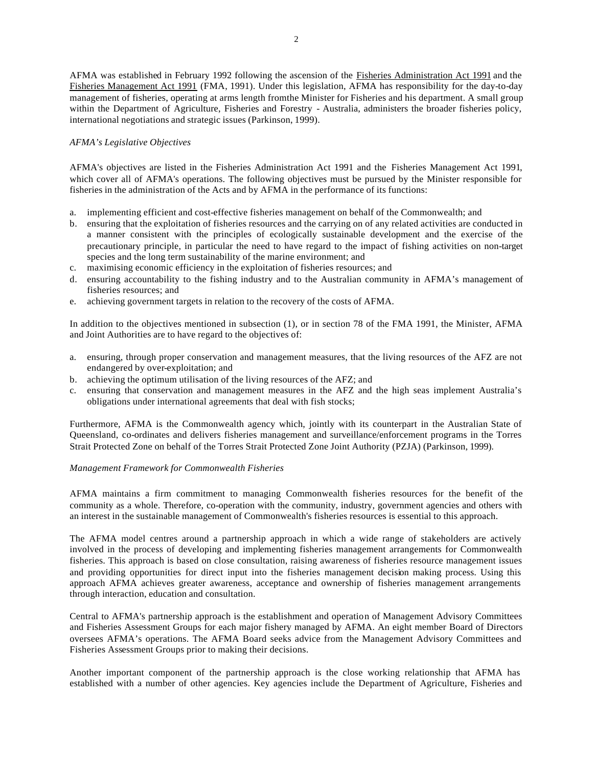AFMA was established in February 1992 following the ascension of the Fisheries Administration Act 1991 and the Fisheries Management Act 1991 (FMA, 1991). Under this legislation, AFMA has responsibility for the day-to-day management of fisheries, operating at arms length fromthe Minister for Fisheries and his department. A small group within the Department of Agriculture, Fisheries and Forestry - Australia, administers the broader fisheries policy, international negotiations and strategic issues (Parkinson, 1999).

*AFMA's Legislative Objectives*

AFMA's objectives are listed in the Fisheries Administration Act 1991 and the Fisheries Management Act 1991, which cover all of AFMA's operations. The following objectives must be pursued by the Minister responsible for fisheries in the administration of the Acts and by AFMA in the performance of its functions:

a. implementing efficient and cost-effective fisheries management on behalf of the Commonwealth; and
b. ensuring that the exploitation of fisheries resources and the carrying on of any related activities are conducted in a manner consistent with the principles of ecologically sustainable development and the exercise of the precautionary principle, in particular the need to have regard to the impact of fishing activities on non-target species and the long term sustainability of the marine environment; and
c. maximising economic efficiency in the exploitation of fisheries resources; and
d. ensuring accountability to the fishing industry and to the Australian community in AFMA's management of fisheries resources; and
e. achieving government targets in relation to the recovery of the costs of AFMA.

In addition to the objectives mentioned in subsection (1), or in section 78 of the FMA 1991, the Minister, AFMA and Joint Authorities are to have regard to the objectives of:

a. ensuring, through proper conservation and management measures, that the living resources of the AFZ are not endangered by over-exploitation; and
b. achieving the optimum utilisation of the living resources of the AFZ; and
c. ensuring that conservation and management measures in the AFZ and the high seas implement Australia's obligations under international agreements that deal with fish stocks;

Furthermore, AFMA is the Commonwealth agency which, jointly with its counterpart in the Australian State of Queensland, co-ordinates and delivers fisheries management and surveillance/enforcement programs in the Torres Strait Protected Zone on behalf of the Torres Strait Protected Zone Joint Authority (PZJA) (Parkinson, 1999).

*Management Framework for Commonwealth Fisheries*

AFMA maintains a firm commitment to managing Commonwealth fisheries resources for the benefit of the community as a whole. Therefore, co-operation with the community, industry, government agencies and others with an interest in the sustainable management of Commonwealth's fisheries resources is essential to this approach.

The AFMA model centres around a partnership approach in which a wide range of stakeholders are actively involved in the process of developing and implementing fisheries management arrangements for Commonwealth fisheries. This approach is based on close consultation, raising awareness of fisheries resource management issues and providing opportunities for direct input into the fisheries management decision making process. Using this approach AFMA achieves greater awareness, acceptance and ownership of fisheries management arrangements through interaction, education and consultation.

Central to AFMA's partnership approach is the establishment and operation of Management Advisory Committees and Fisheries Assessment Groups for each major fishery managed by AFMA. An eight member Board of Directors oversees AFMA's operations. The AFMA Board seeks advice from the Management Advisory Committees and Fisheries Assessment Groups prior to making their decisions.

Another important component of the partnership approach is the close working relationship that AFMA has established with a number of other agencies. Key agencies include the Department of Agriculture, Fisheries and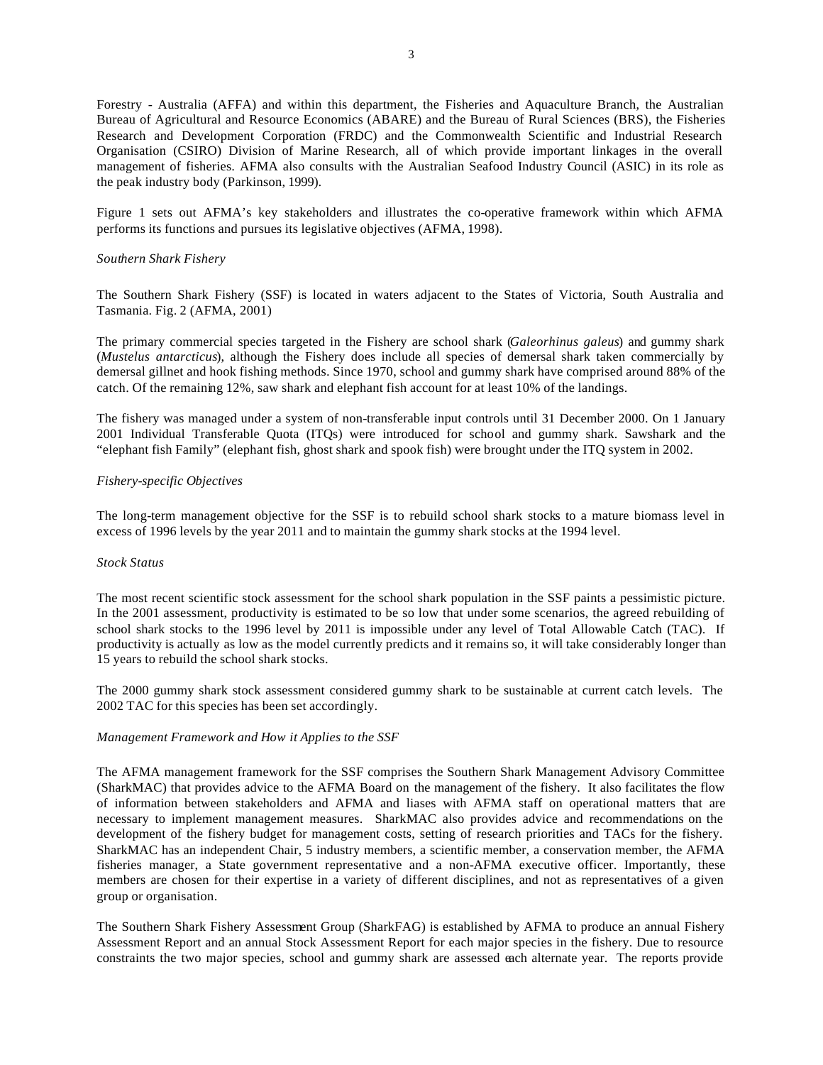Forestry - Australia (AFFA) and within this department, the Fisheries and Aquaculture Branch, the Australian Bureau of Agricultural and Resource Economics (ABARE) and the Bureau of Rural Sciences (BRS), the Fisheries Research and Development Corporation (FRDC) and the Commonwealth Scientific and Industrial Research Organisation (CSIRO) Division of Marine Research, all of which provide important linkages in the overall management of fisheries. AFMA also consults with the Australian Seafood Industry Council (ASIC) in its role as the peak industry body (Parkinson, 1999).

Figure 1 sets out AFMA's key stakeholders and illustrates the co-operative framework within which AFMA performs its functions and pursues its legislative objectives (AFMA, 1998).

*Southern Shark Fishery*

The Southern Shark Fishery (SSF) is located in waters adjacent to the States of Victoria, South Australia and Tasmania. Fig. 2 (AFMA, 2001)

The primary commercial species targeted in the Fishery are school shark (*Galeorhinus galeus*) and gummy shark (*Mustelus antarcticus*), although the Fishery does include all species of demersal shark taken commercially by demersal gillnet and hook fishing methods. Since 1970, school and gummy shark have comprised around 88% of the catch. Of the remaining 12%, saw shark and elephant fish account for at least 10% of the landings.

The fishery was managed under a system of non-transferable input controls until 31 December 2000. On 1 January 2001 Individual Transferable Quota (ITQs) were introduced for school and gummy shark. Sawshark and the "elephant fish Family" (elephant fish, ghost shark and spook fish) were brought under the ITQ system in 2002.

*Fishery-specific Objectives*

The long-term management objective for the SSF is to rebuild school shark stocks to a mature biomass level in excess of 1996 levels by the year 2011 and to maintain the gummy shark stocks at the 1994 level.

*Stock Status*

The most recent scientific stock assessment for the school shark population in the SSF paints a pessimistic picture. In the 2001 assessment, productivity is estimated to be so low that under some scenarios, the agreed rebuilding of school shark stocks to the 1996 level by 2011 is impossible under any level of Total Allowable Catch (TAC). If productivity is actually as low as the model currently predicts and it remains so, it will take considerably longer than 15 years to rebuild the school shark stocks.

The 2000 gummy shark stock assessment considered gummy shark to be sustainable at current catch levels. The 2002 TAC for this species has been set accordingly.

*Management Framework and How it Applies to the SSF*

The AFMA management framework for the SSF comprises the Southern Shark Management Advisory Committee (SharkMAC) that provides advice to the AFMA Board on the management of the fishery. It also facilitates the flow of information between stakeholders and AFMA and liases with AFMA staff on operational matters that are necessary to implement management measures. SharkMAC also provides advice and recommendations on the development of the fishery budget for management costs, setting of research priorities and TACs for the fishery. SharkMAC has an independent Chair, 5 industry members, a scientific member, a conservation member, the AFMA fisheries manager, a State government representative and a non-AFMA executive officer. Importantly, these members are chosen for their expertise in a variety of different disciplines, and not as representatives of a given group or organisation.

The Southern Shark Fishery Assessment Group (SharkFAG) is established by AFMA to produce an annual Fishery Assessment Report and an annual Stock Assessment Report for each major species in the fishery. Due to resource constraints the two major species, school and gummy shark are assessed each alternate year. The reports provide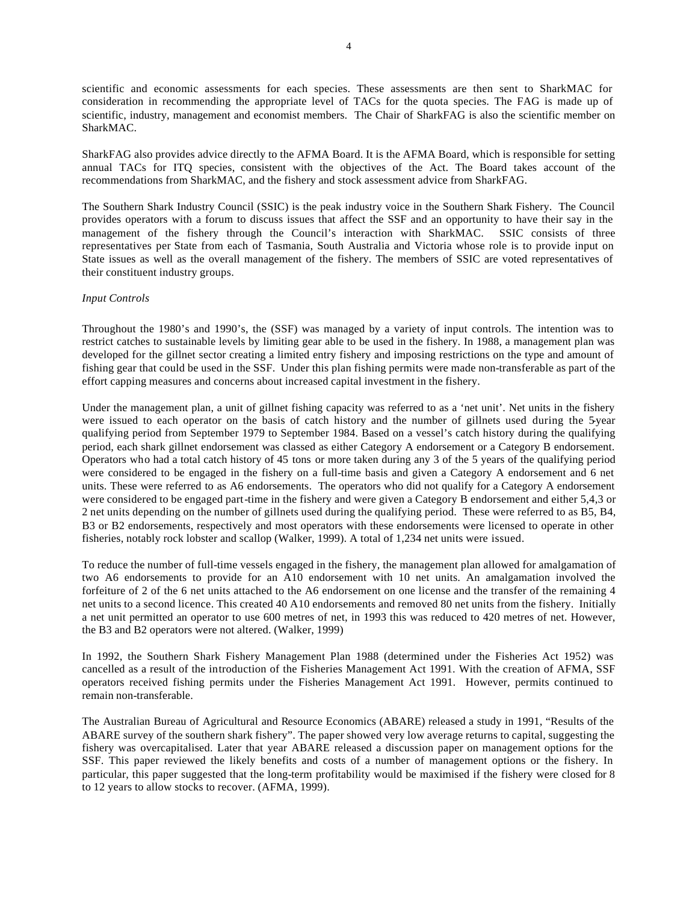scientific and economic assessments for each species. These assessments are then sent to SharkMAC for consideration in recommending the appropriate level of TACs for the quota species. The FAG is made up of scientific, industry, management and economist members. The Chair of SharkFAG is also the scientific member on SharkMAC.

SharkFAG also provides advice directly to the AFMA Board. It is the AFMA Board, which is responsible for setting annual TACs for ITQ species, consistent with the objectives of the Act. The Board takes account of the recommendations from SharkMAC, and the fishery and stock assessment advice from SharkFAG.

The Southern Shark Industry Council (SSIC) is the peak industry voice in the Southern Shark Fishery. The Council provides operators with a forum to discuss issues that affect the SSF and an opportunity to have their say in the management of the fishery through the Council's interaction with SharkMAC. SSIC consists of three representatives per State from each of Tasmania, South Australia and Victoria whose role is to provide input on State issues as well as the overall management of the fishery. The members of SSIC are voted representatives of their constituent industry groups.

*Input Controls*

Throughout the 1980's and 1990's, the (SSF) was managed by a variety of input controls. The intention was to restrict catches to sustainable levels by limiting gear able to be used in the fishery. In 1988, a management plan was developed for the gillnet sector creating a limited entry fishery and imposing restrictions on the type and amount of fishing gear that could be used in the SSF. Under this plan fishing permits were made non-transferable as part of the effort capping measures and concerns about increased capital investment in the fishery.

Under the management plan, a unit of gillnet fishing capacity was referred to as a 'net unit'. Net units in the fishery were issued to each operator on the basis of catch history and the number of gillnets used during the 5-year qualifying period from September 1979 to September 1984. Based on a vessel's catch history during the qualifying period, each shark gillnet endorsement was classed as either Category A endorsement or a Category B endorsement. Operators who had a total catch history of 45 tons or more taken during any 3 of the 5 years of the qualifying period were considered to be engaged in the fishery on a full-time basis and given a Category A endorsement and 6 net units. These were referred to as A6 endorsements. The operators who did not qualify for a Category A endorsement were considered to be engaged part-time in the fishery and were given a Category B endorsement and either 5,4,3 or 2 net units depending on the number of gillnets used during the qualifying period. These were referred to as B5, B4, B3 or B2 endorsements, respectively and most operators with these endorsements were licensed to operate in other fisheries, notably rock lobster and scallop (Walker, 1999). A total of 1,234 net units were issued.

To reduce the number of full-time vessels engaged in the fishery, the management plan allowed for amalgamation of two A6 endorsements to provide for an A10 endorsement with 10 net units. An amalgamation involved the forfeiture of 2 of the 6 net units attached to the A6 endorsement on one license and the transfer of the remaining 4 net units to a second licence. This created 40 A10 endorsements and removed 80 net units from the fishery. Initially a net unit permitted an operator to use 600 metres of net, in 1993 this was reduced to 420 metres of net. However, the B3 and B2 operators were not altered. (Walker, 1999)

In 1992, the Southern Shark Fishery Management Plan 1988 (determined under the Fisheries Act 1952) was cancelled as a result of the introduction of the Fisheries Management Act 1991. With the creation of AFMA, SSF operators received fishing permits under the Fisheries Management Act 1991. However, permits continued to remain non-transferable.

The Australian Bureau of Agricultural and Resource Economics (ABARE) released a study in 1991, "Results of the ABARE survey of the southern shark fishery". The paper showed very low average returns to capital, suggesting the fishery was overcapitalised. Later that year ABARE released a discussion paper on management options for the SSF. This paper reviewed the likely benefits and costs of a number of management options or the fishery. In particular, this paper suggested that the long-term profitability would be maximised if the fishery were closed for 8 to 12 years to allow stocks to recover. (AFMA, 1999).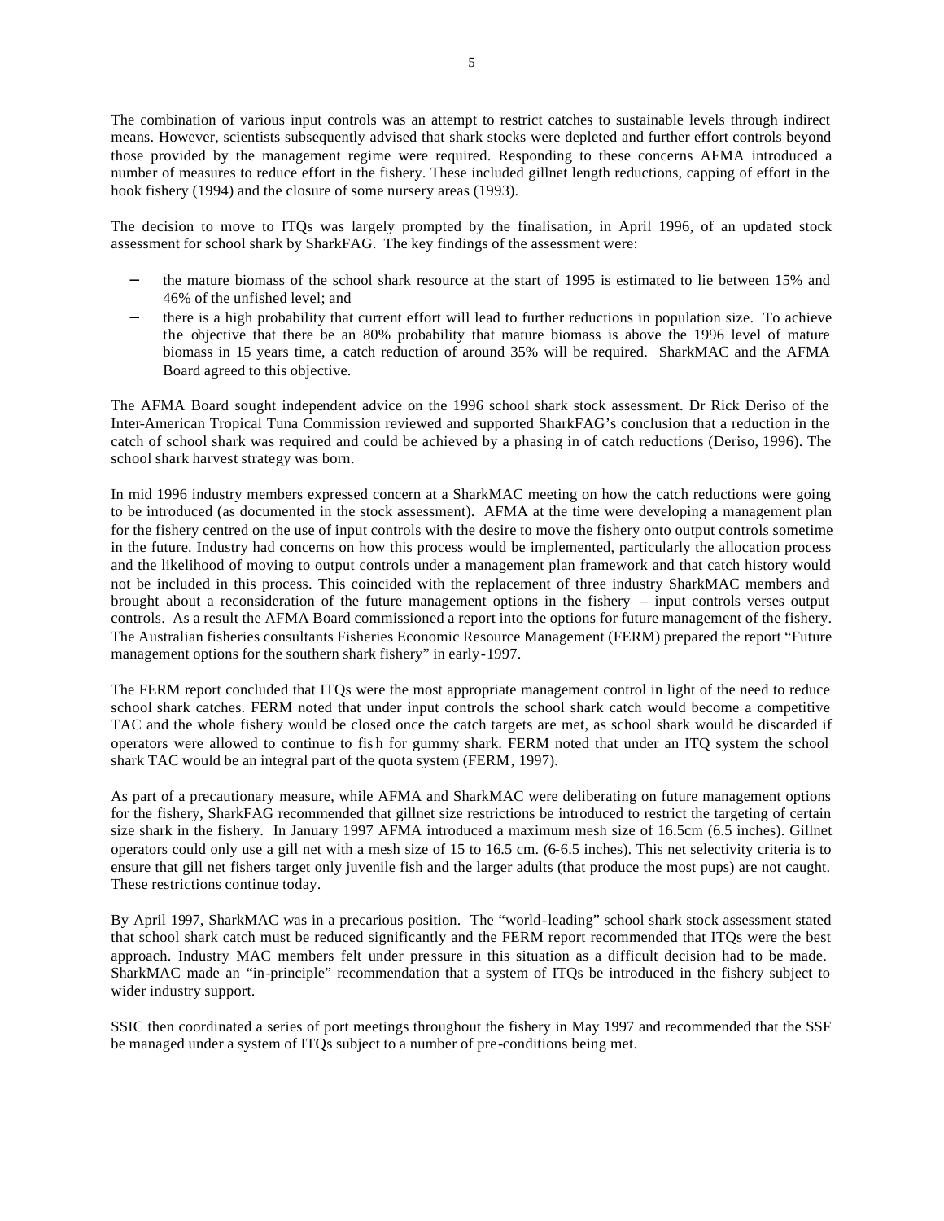The combination of various input controls was an attempt to restrict catches to sustainable levels through indirect means. However, scientists subsequently advised that shark stocks were depleted and further effort controls beyond those provided by the management regime were required. Responding to these concerns AFMA introduced a number of measures to reduce effort in the fishery. These included gillnet length reductions, capping of effort in the hook fishery (1994) and the closure of some nursery areas (1993).

The decision to move to ITQs was largely prompted by the finalisation, in April 1996, of an updated stock assessment for school shark by SharkFAG. The key findings of the assessment were:

- the mature biomass of the school shark resource at the start of 1995 is estimated to lie between 15% and 46% of the unfished level; and
- there is a high probability that current effort will lead to further reductions in population size. To achieve the objective that there be an 80% probability that mature biomass is above the 1996 level of mature biomass in 15 years time, a catch reduction of around 35% will be required. SharkMAC and the AFMA Board agreed to this objective.

The AFMA Board sought independent advice on the 1996 school shark stock assessment. Dr Rick Deriso of the Inter-American Tropical Tuna Commission reviewed and supported SharkFAG's conclusion that a reduction in the catch of school shark was required and could be achieved by a phasing in of catch reductions (Deriso, 1996). The school shark harvest strategy was born.

In mid 1996 industry members expressed concern at a SharkMAC meeting on how the catch reductions were going to be introduced (as documented in the stock assessment). AFMA at the time were developing a management plan for the fishery centred on the use of input controls with the desire to move the fishery onto output controls sometime in the future. Industry had concerns on how this process would be implemented, particularly the allocation process and the likelihood of moving to output controls under a management plan framework and that catch history would not be included in this process. This coincided with the replacement of three industry SharkMAC members and brought about a reconsideration of the future management options in the fishery – input controls verses output controls. As a result the AFMA Board commissioned a report into the options for future management of the fishery. The Australian fisheries consultants Fisheries Economic Resource Management (FERM) prepared the report "Future management options for the southern shark fishery" in early-1997.

The FERM report concluded that ITQs were the most appropriate management control in light of the need to reduce school shark catches. FERM noted that under input controls the school shark catch would become a competitive TAC and the whole fishery would be closed once the catch targets are met, as school shark would be discarded if operators were allowed to continue to fish for gummy shark. FERM noted that under an ITQ system the school shark TAC would be an integral part of the quota system (FERM, 1997).

As part of a precautionary measure, while AFMA and SharkMAC were deliberating on future management options for the fishery, SharkFAG recommended that gillnet size restrictions be introduced to restrict the targeting of certain size shark in the fishery. In January 1997 AFMA introduced a maximum mesh size of 16.5cm (6.5 inches). Gillnet operators could only use a gill net with a mesh size of 15 to 16.5 cm. (6-6.5 inches). This net selectivity criteria is to ensure that gill net fishers target only juvenile fish and the larger adults (that produce the most pups) are not caught. These restrictions continue today.

By April 1997, SharkMAC was in a precarious position. The "world-leading" school shark stock assessment stated that school shark catch must be reduced significantly and the FERM report recommended that ITQs were the best approach. Industry MAC members felt under pressure in this situation as a difficult decision had to be made. SharkMAC made an "in-principle" recommendation that a system of ITQs be introduced in the fishery subject to wider industry support.

SSIC then coordinated a series of port meetings throughout the fishery in May 1997 and recommended that the SSF be managed under a system of ITQs subject to a number of pre-conditions being met.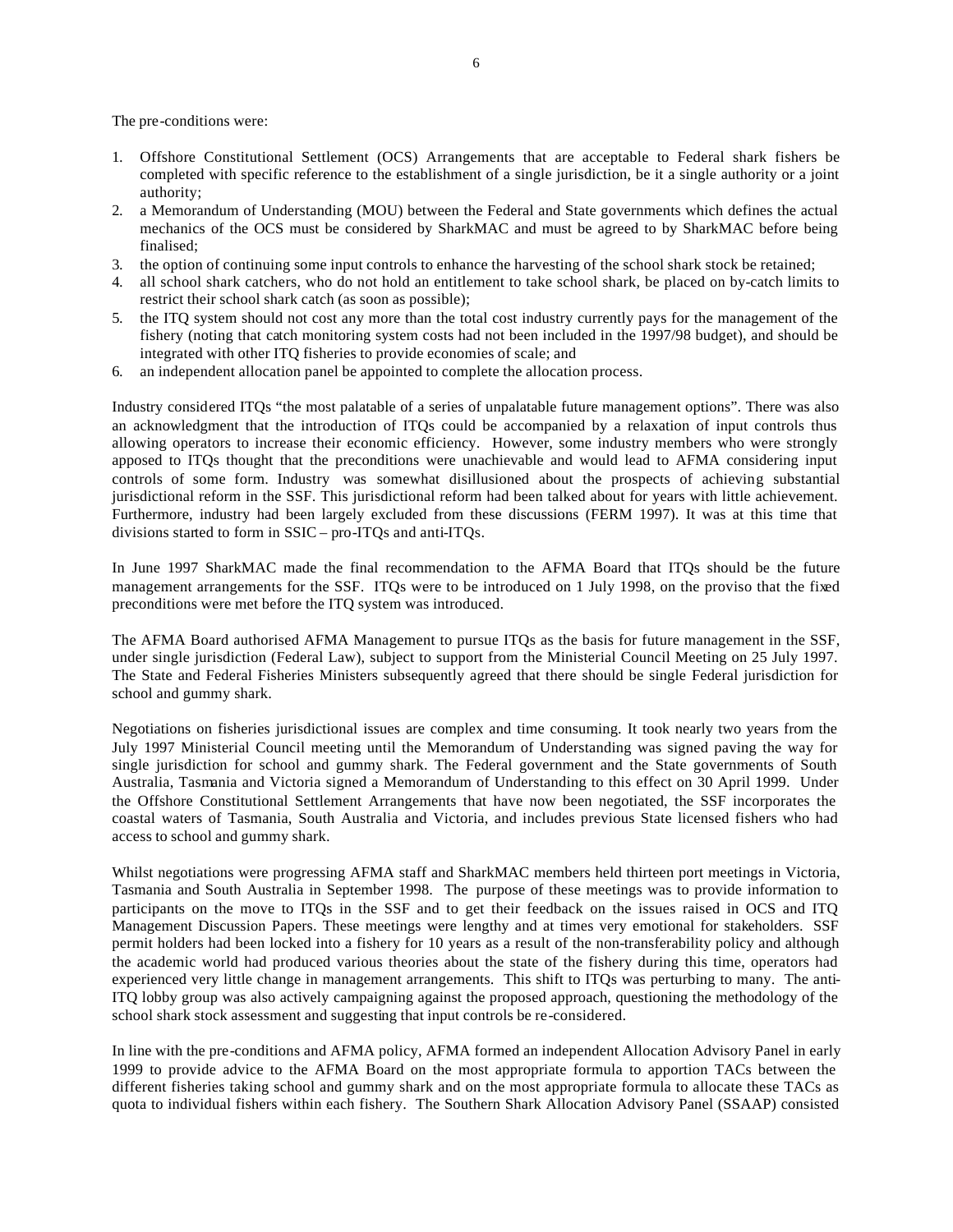The pre-conditions were:

1. Offshore Constitutional Settlement (OCS) Arrangements that are acceptable to Federal shark fishers be completed with specific reference to the establishment of a single jurisdiction, be it a single authority or a joint authority;
2. a Memorandum of Understanding (MOU) between the Federal and State governments which defines the actual mechanics of the OCS must be considered by SharkMAC and must be agreed to by SharkMAC before being finalised;
3. the option of continuing some input controls to enhance the harvesting of the school shark stock be retained;
4. all school shark catchers, who do not hold an entitlement to take school shark, be placed on by-catch limits to restrict their school shark catch (as soon as possible);
5. the ITQ system should not cost any more than the total cost industry currently pays for the management of the fishery (noting that catch monitoring system costs had not been included in the 1997/98 budget), and should be integrated with other ITQ fisheries to provide economies of scale; and
6. an independent allocation panel be appointed to complete the allocation process.

Industry considered ITQs "the most palatable of a series of unpalatable future management options". There was also an acknowledgment that the introduction of ITQs could be accompanied by a relaxation of input controls thus allowing operators to increase their economic efficiency. However, some industry members who were strongly apposed to ITQs thought that the preconditions were unachievable and would lead to AFMA considering input controls of some form. Industry was somewhat disillusioned about the prospects of achieving substantial jurisdictional reform in the SSF. This jurisdictional reform had been talked about for years with little achievement. Furthermore, industry had been largely excluded from these discussions (FERM 1997). It was at this time that divisions started to form in SSIC – pro-ITQs and anti-ITQs.

In June 1997 SharkMAC made the final recommendation to the AFMA Board that ITQs should be the future management arrangements for the SSF. ITQs were to be introduced on 1 July 1998, on the proviso that the fixed preconditions were met before the ITQ system was introduced.

The AFMA Board authorised AFMA Management to pursue ITQs as the basis for future management in the SSF, under single jurisdiction (Federal Law), subject to support from the Ministerial Council Meeting on 25 July 1997. The State and Federal Fisheries Ministers subsequently agreed that there should be single Federal jurisdiction for school and gummy shark.

Negotiations on fisheries jurisdictional issues are complex and time consuming. It took nearly two years from the July 1997 Ministerial Council meeting until the Memorandum of Understanding was signed paving the way for single jurisdiction for school and gummy shark. The Federal government and the State governments of South Australia, Tasmania and Victoria signed a Memorandum of Understanding to this effect on 30 April 1999. Under the Offshore Constitutional Settlement Arrangements that have now been negotiated, the SSF incorporates the coastal waters of Tasmania, South Australia and Victoria, and includes previous State licensed fishers who had access to school and gummy shark.

Whilst negotiations were progressing AFMA staff and SharkMAC members held thirteen port meetings in Victoria, Tasmania and South Australia in September 1998. The purpose of these meetings was to provide information to participants on the move to ITQs in the SSF and to get their feedback on the issues raised in OCS and ITQ Management Discussion Papers. These meetings were lengthy and at times very emotional for stakeholders. SSF permit holders had been locked into a fishery for 10 years as a result of the non-transferability policy and although the academic world had produced various theories about the state of the fishery during this time, operators had experienced very little change in management arrangements. This shift to ITQs was perturbing to many. The anti-ITQ lobby group was also actively campaigning against the proposed approach, questioning the methodology of the school shark stock assessment and suggesting that input controls be re-considered.

In line with the pre-conditions and AFMA policy, AFMA formed an independent Allocation Advisory Panel in early 1999 to provide advice to the AFMA Board on the most appropriate formula to apportion TACs between the different fisheries taking school and gummy shark and on the most appropriate formula to allocate these TACs as quota to individual fishers within each fishery. The Southern Shark Allocation Advisory Panel (SSAAP) consisted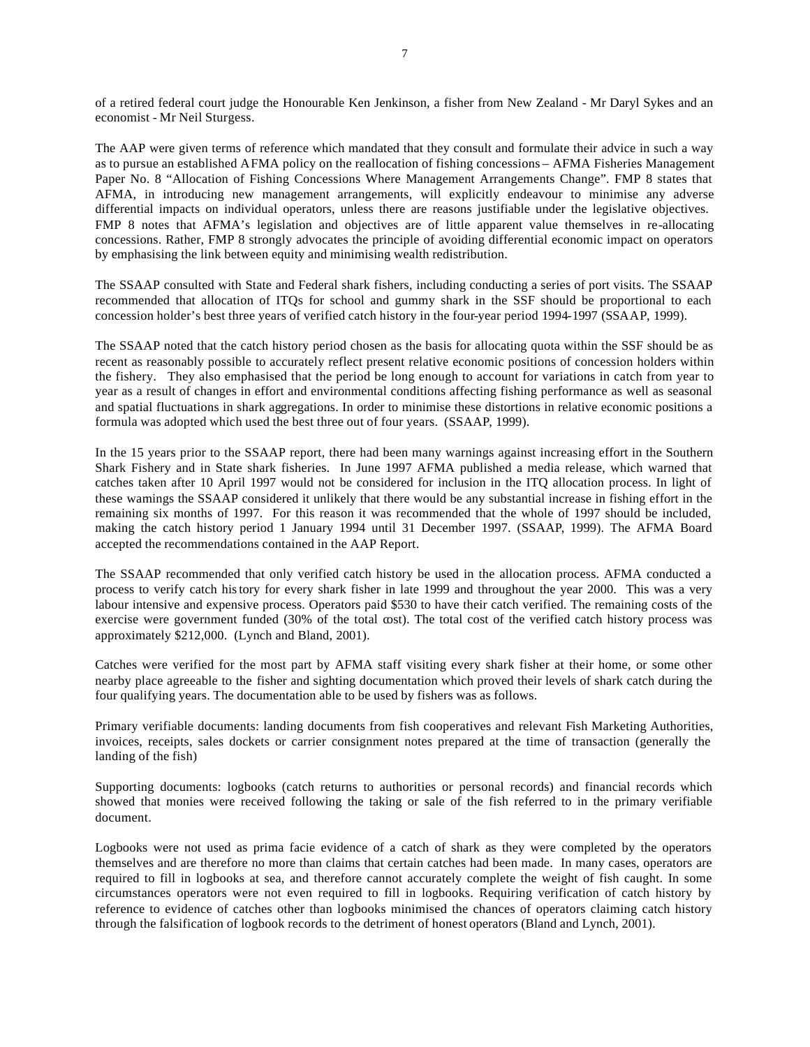of a retired federal court judge the Honourable Ken Jenkinson, a fisher from New Zealand - Mr Daryl Sykes and an economist - Mr Neil Sturgess.

The AAP were given terms of reference which mandated that they consult and formulate their advice in such a way as to pursue an established AFMA policy on the reallocation of fishing concessions – AFMA Fisheries Management Paper No. 8 "Allocation of Fishing Concessions Where Management Arrangements Change". FMP 8 states that AFMA, in introducing new management arrangements, will explicitly endeavour to minimise any adverse differential impacts on individual operators, unless there are reasons justifiable under the legislative objectives. FMP 8 notes that AFMA's legislation and objectives are of little apparent value themselves in re-allocating concessions. Rather, FMP 8 strongly advocates the principle of avoiding differential economic impact on operators by emphasising the link between equity and minimising wealth redistribution.

The SSAAP consulted with State and Federal shark fishers, including conducting a series of port visits. The SSAAP recommended that allocation of ITQs for school and gummy shark in the SSF should be proportional to each concession holder's best three years of verified catch history in the four-year period 1994-1997 (SSAAP, 1999).

The SSAAP noted that the catch history period chosen as the basis for allocating quota within the SSF should be as recent as reasonably possible to accurately reflect present relative economic positions of concession holders within the fishery. They also emphasised that the period be long enough to account for variations in catch from year to year as a result of changes in effort and environmental conditions affecting fishing performance as well as seasonal and spatial fluctuations in shark aggregations. In order to minimise these distortions in relative economic positions a formula was adopted which used the best three out of four years. (SSAAP, 1999).

In the 15 years prior to the SSAAP report, there had been many warnings against increasing effort in the Southern Shark Fishery and in State shark fisheries. In June 1997 AFMA published a media release, which warned that catches taken after 10 April 1997 would not be considered for inclusion in the ITQ allocation process. In light of these warnings the SSAAP considered it unlikely that there would be any substantial increase in fishing effort in the remaining six months of 1997. For this reason it was recommended that the whole of 1997 should be included, making the catch history period 1 January 1994 until 31 December 1997. (SSAAP, 1999). The AFMA Board accepted the recommendations contained in the AAP Report.

The SSAAP recommended that only verified catch history be used in the allocation process. AFMA conducted a process to verify catch history for every shark fisher in late 1999 and throughout the year 2000. This was a very labour intensive and expensive process. Operators paid $530 to have their catch verified. The remaining costs of the exercise were government funded (30% of the total cost). The total cost of the verified catch history process was approximately $212,000. (Lynch and Bland, 2001).

Catches were verified for the most part by AFMA staff visiting every shark fisher at their home, or some other nearby place agreeable to the fisher and sighting documentation which proved their levels of shark catch during the four qualifying years. The documentation able to be used by fishers was as follows.

Primary verifiable documents: landing documents from fish cooperatives and relevant Fish Marketing Authorities, invoices, receipts, sales dockets or carrier consignment notes prepared at the time of transaction (generally the landing of the fish)

Supporting documents: logbooks (catch returns to authorities or personal records) and financial records which showed that monies were received following the taking or sale of the fish referred to in the primary verifiable document.

Logbooks were not used as prima facie evidence of a catch of shark as they were completed by the operators themselves and are therefore no more than claims that certain catches had been made. In many cases, operators are required to fill in logbooks at sea, and therefore cannot accurately complete the weight of fish caught. In some circumstances operators were not even required to fill in logbooks. Requiring verification of catch history by reference to evidence of catches other than logbooks minimised the chances of operators claiming catch history through the falsification of logbook records to the detriment of honest operators (Bland and Lynch, 2001).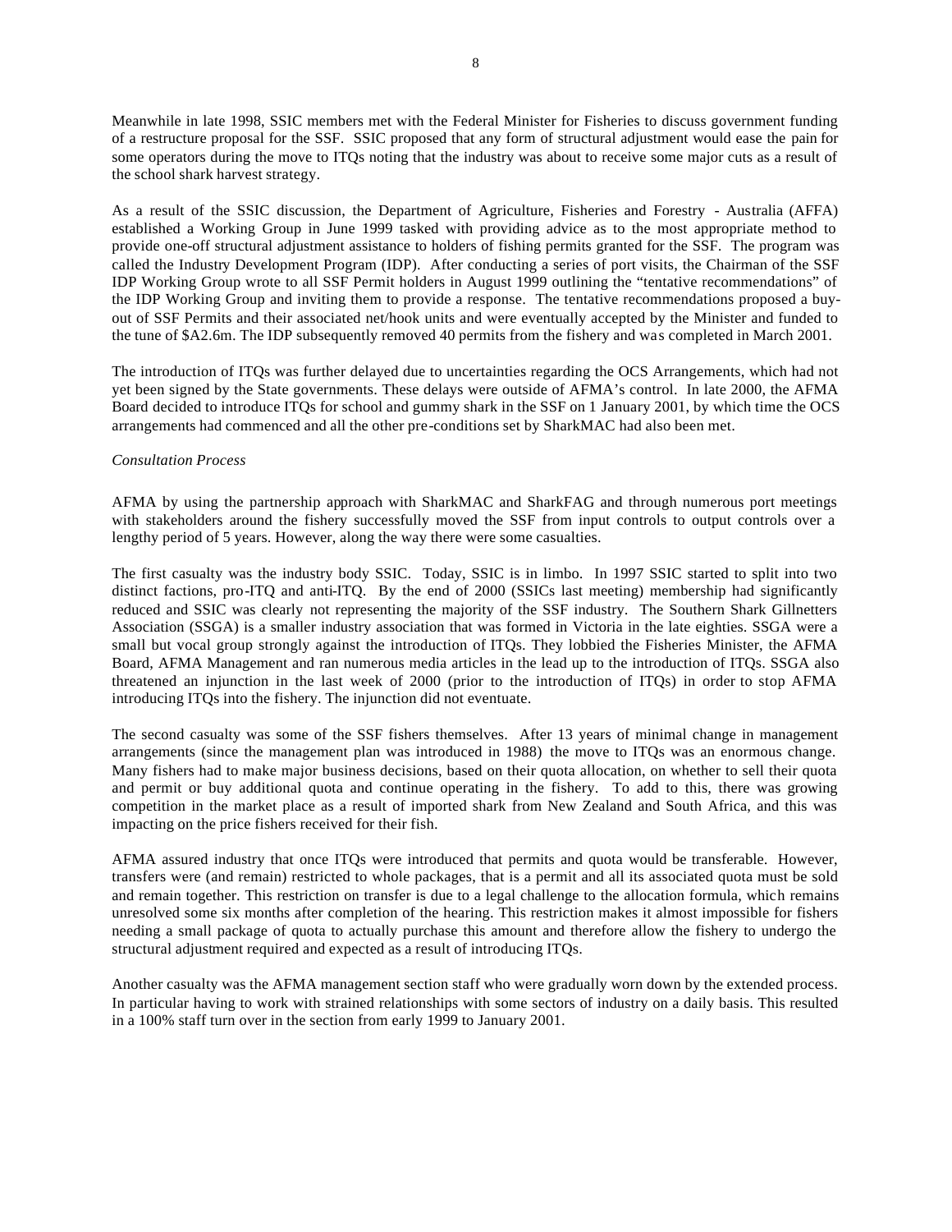Meanwhile in late 1998, SSIC members met with the Federal Minister for Fisheries to discuss government funding of a restructure proposal for the SSF. SSIC proposed that any form of structural adjustment would ease the pain for some operators during the move to ITQs noting that the industry was about to receive some major cuts as a result of the school shark harvest strategy.

As a result of the SSIC discussion, the Department of Agriculture, Fisheries and Forestry - Australia (AFFA) established a Working Group in June 1999 tasked with providing advice as to the most appropriate method to provide one-off structural adjustment assistance to holders of fishing permits granted for the SSF. The program was called the Industry Development Program (IDP). After conducting a series of port visits, the Chairman of the SSF IDP Working Group wrote to all SSF Permit holders in August 1999 outlining the "tentative recommendations" of the IDP Working Group and inviting them to provide a response. The tentative recommendations proposed a buy-out of SSF Permits and their associated net/hook units and were eventually accepted by the Minister and funded to the tune of $A2.6m. The IDP subsequently removed 40 permits from the fishery and was completed in March 2001.

The introduction of ITQs was further delayed due to uncertainties regarding the OCS Arrangements, which had not yet been signed by the State governments. These delays were outside of AFMA's control. In late 2000, the AFMA Board decided to introduce ITQs for school and gummy shark in the SSF on 1 January 2001, by which time the OCS arrangements had commenced and all the other pre-conditions set by SharkMAC had also been met.

*Consultation Process*

AFMA by using the partnership approach with SharkMAC and SharkFAG and through numerous port meetings with stakeholders around the fishery successfully moved the SSF from input controls to output controls over a lengthy period of 5 years. However, along the way there were some casualties.

The first casualty was the industry body SSIC. Today, SSIC is in limbo. In 1997 SSIC started to split into two distinct factions, pro-ITQ and anti-ITQ. By the end of 2000 (SSICs last meeting) membership had significantly reduced and SSIC was clearly not representing the majority of the SSF industry. The Southern Shark Gillnetters Association (SSGA) is a smaller industry association that was formed in Victoria in the late eighties. SSGA were a small but vocal group strongly against the introduction of ITQs. They lobbied the Fisheries Minister, the AFMA Board, AFMA Management and ran numerous media articles in the lead up to the introduction of ITQs. SSGA also threatened an injunction in the last week of 2000 (prior to the introduction of ITQs) in order to stop AFMA introducing ITQs into the fishery. The injunction did not eventuate.

The second casualty was some of the SSF fishers themselves. After 13 years of minimal change in management arrangements (since the management plan was introduced in 1988) the move to ITQs was an enormous change. Many fishers had to make major business decisions, based on their quota allocation, on whether to sell their quota and permit or buy additional quota and continue operating in the fishery. To add to this, there was growing competition in the market place as a result of imported shark from New Zealand and South Africa, and this was impacting on the price fishers received for their fish.

AFMA assured industry that once ITQs were introduced that permits and quota would be transferable. However, transfers were (and remain) restricted to whole packages, that is a permit and all its associated quota must be sold and remain together. This restriction on transfer is due to a legal challenge to the allocation formula, which remains unresolved some six months after completion of the hearing. This restriction makes it almost impossible for fishers needing a small package of quota to actually purchase this amount and therefore allow the fishery to undergo the structural adjustment required and expected as a result of introducing ITQs.

Another casualty was the AFMA management section staff who were gradually worn down by the extended process. In particular having to work with strained relationships with some sectors of industry on a daily basis. This resulted in a 100% staff turn over in the section from early 1999 to January 2001.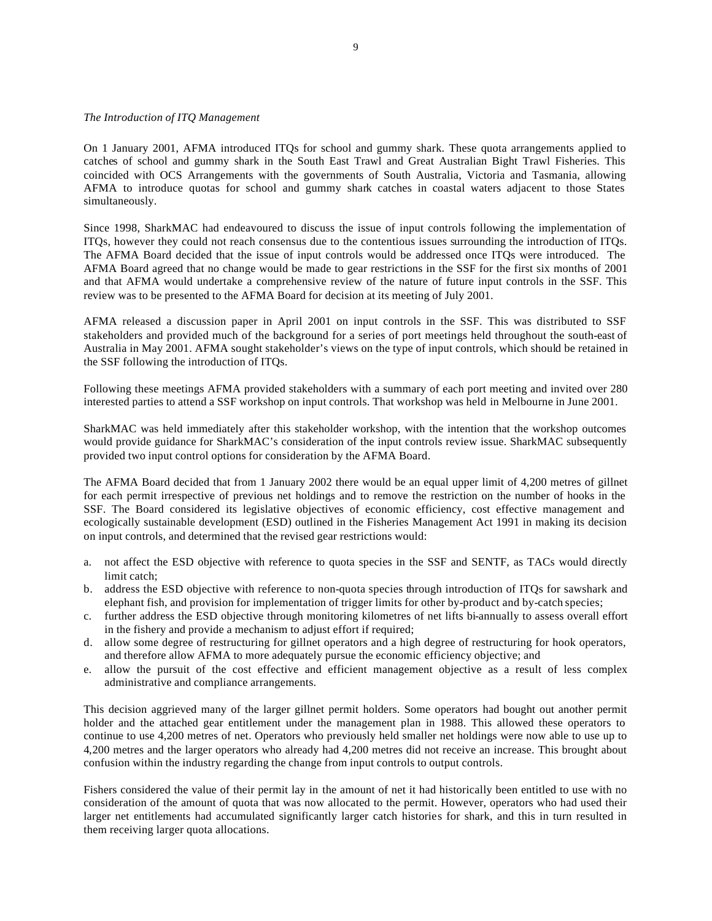*The Introduction of ITQ Management*

On 1 January 2001, AFMA introduced ITQs for school and gummy shark. These quota arrangements applied to catches of school and gummy shark in the South East Trawl and Great Australian Bight Trawl Fisheries. This coincided with OCS Arrangements with the governments of South Australia, Victoria and Tasmania, allowing AFMA to introduce quotas for school and gummy shark catches in coastal waters adjacent to those States simultaneously.

Since 1998, SharkMAC had endeavoured to discuss the issue of input controls following the implementation of ITQs, however they could not reach consensus due to the contentious issues surrounding the introduction of ITQs. The AFMA Board decided that the issue of input controls would be addressed once ITQs were introduced. The AFMA Board agreed that no change would be made to gear restrictions in the SSF for the first six months of 2001 and that AFMA would undertake a comprehensive review of the nature of future input controls in the SSF. This review was to be presented to the AFMA Board for decision at its meeting of July 2001.

AFMA released a discussion paper in April 2001 on input controls in the SSF. This was distributed to SSF stakeholders and provided much of the background for a series of port meetings held throughout the south-east of Australia in May 2001. AFMA sought stakeholder's views on the type of input controls, which should be retained in the SSF following the introduction of ITQs.

Following these meetings AFMA provided stakeholders with a summary of each port meeting and invited over 280 interested parties to attend a SSF workshop on input controls. That workshop was held in Melbourne in June 2001.

SharkMAC was held immediately after this stakeholder workshop, with the intention that the workshop outcomes would provide guidance for SharkMAC's consideration of the input controls review issue. SharkMAC subsequently provided two input control options for consideration by the AFMA Board.

The AFMA Board decided that from 1 January 2002 there would be an equal upper limit of 4,200 metres of gillnet for each permit irrespective of previous net holdings and to remove the restriction on the number of hooks in the SSF. The Board considered its legislative objectives of economic efficiency, cost effective management and ecologically sustainable development (ESD) outlined in the Fisheries Management Act 1991 in making its decision on input controls, and determined that the revised gear restrictions would:

a. not affect the ESD objective with reference to quota species in the SSF and SENTF, as TACs would directly limit catch;
b. address the ESD objective with reference to non-quota species through introduction of ITQs for sawshark and elephant fish, and provision for implementation of trigger limits for other by-product and by-catch species;
c. further address the ESD objective through monitoring kilometres of net lifts bi-annually to assess overall effort in the fishery and provide a mechanism to adjust effort if required;
d. allow some degree of restructuring for gillnet operators and a high degree of restructuring for hook operators, and therefore allow AFMA to more adequately pursue the economic efficiency objective; and
e. allow the pursuit of the cost effective and efficient management objective as a result of less complex administrative and compliance arrangements.

This decision aggrieved many of the larger gillnet permit holders. Some operators had bought out another permit holder and the attached gear entitlement under the management plan in 1988. This allowed these operators to continue to use 4,200 metres of net. Operators who previously held smaller net holdings were now able to use up to 4,200 metres and the larger operators who already had 4,200 metres did not receive an increase. This brought about confusion within the industry regarding the change from input controls to output controls.

Fishers considered the value of their permit lay in the amount of net it had historically been entitled to use with no consideration of the amount of quota that was now allocated to the permit. However, operators who had used their larger net entitlements had accumulated significantly larger catch histories for shark, and this in turn resulted in them receiving larger quota allocations.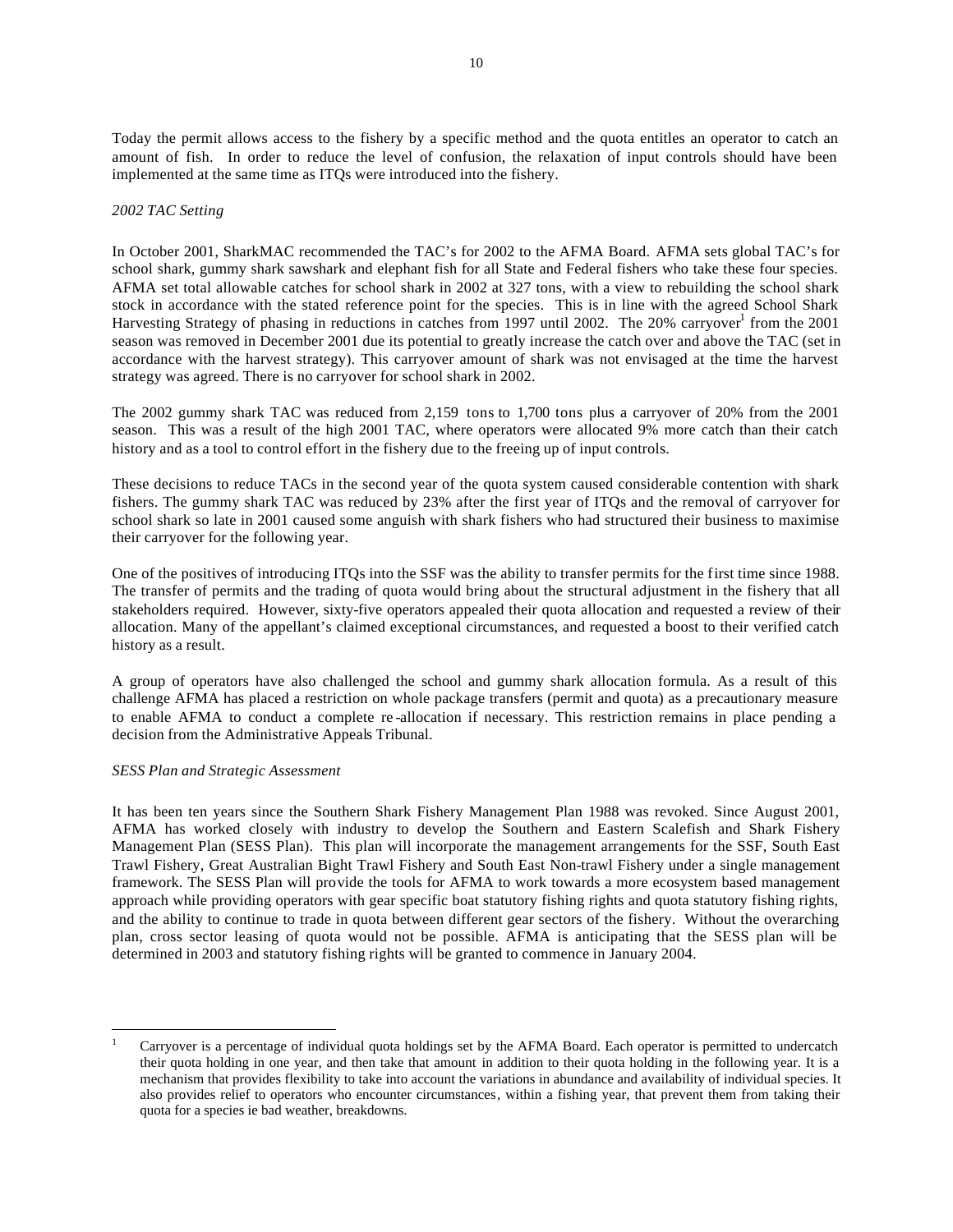Today the permit allows access to the fishery by a specific method and the quota entitles an operator to catch an amount of fish. In order to reduce the level of confusion, the relaxation of input controls should have been implemented at the same time as ITQs were introduced into the fishery.

*2002 TAC Setting*

In October 2001, SharkMAC recommended the TAC's for 2002 to the AFMA Board. AFMA sets global TAC's for school shark, gummy shark sawshark and elephant fish for all State and Federal fishers who take these four species. AFMA set total allowable catches for school shark in 2002 at 327 tons, with a view to rebuilding the school shark stock in accordance with the stated reference point for the species. This is in line with the agreed School Shark Harvesting Strategy of phasing in reductions in catches from 1997 until 2002. The 20% carryover[1] from the 2001 season was removed in December 2001 due its potential to greatly increase the catch over and above the TAC (set in accordance with the harvest strategy). This carryover amount of shark was not envisaged at the time the harvest strategy was agreed. There is no carryover for school shark in 2002.

The 2002 gummy shark TAC was reduced from 2,159 tons to 1,700 tons plus a carryover of 20% from the 2001 season. This was a result of the high 2001 TAC, where operators were allocated 9% more catch than their catch history and as a tool to control effort in the fishery due to the freeing up of input controls.

These decisions to reduce TACs in the second year of the quota system caused considerable contention with shark fishers. The gummy shark TAC was reduced by 23% after the first year of ITQs and the removal of carryover for school shark so late in 2001 caused some anguish with shark fishers who had structured their business to maximise their carryover for the following year.

One of the positives of introducing ITQs into the SSF was the ability to transfer permits for the first time since 1988. The transfer of permits and the trading of quota would bring about the structural adjustment in the fishery that all stakeholders required. However, sixty-five operators appealed their quota allocation and requested a review of their allocation. Many of the appellant's claimed exceptional circumstances, and requested a boost to their verified catch history as a result.

A group of operators have also challenged the school and gummy shark allocation formula. As a result of this challenge AFMA has placed a restriction on whole package transfers (permit and quota) as a precautionary measure to enable AFMA to conduct a complete re-allocation if necessary. This restriction remains in place pending a decision from the Administrative Appeals Tribunal.

*SESS Plan and Strategic Assessment*

It has been ten years since the Southern Shark Fishery Management Plan 1988 was revoked. Since August 2001, AFMA has worked closely with industry to develop the Southern and Eastern Scalefish and Shark Fishery Management Plan (SESS Plan). This plan will incorporate the management arrangements for the SSF, South East Trawl Fishery, Great Australian Bight Trawl Fishery and South East Non-trawl Fishery under a single management framework. The SESS Plan will provide the tools for AFMA to work towards a more ecosystem based management approach while providing operators with gear specific boat statutory fishing rights and quota statutory fishing rights, and the ability to continue to trade in quota between different gear sectors of the fishery. Without the overarching plan, cross sector leasing of quota would not be possible. AFMA is anticipating that the SESS plan will be determined in 2003 and statutory fishing rights will be granted to commence in January 2004.

---

[1] Carryover is a percentage of individual quota holdings set by the AFMA Board. Each operator is permitted to undercatch their quota holding in one year, and then take that amount in addition to their quota holding in the following year. It is a mechanism that provides flexibility to take into account the variations in abundance and availability of individual species. It also provides relief to operators who encounter circumstances, within a fishing year, that prevent them from taking their quota for a species ie bad weather, breakdowns.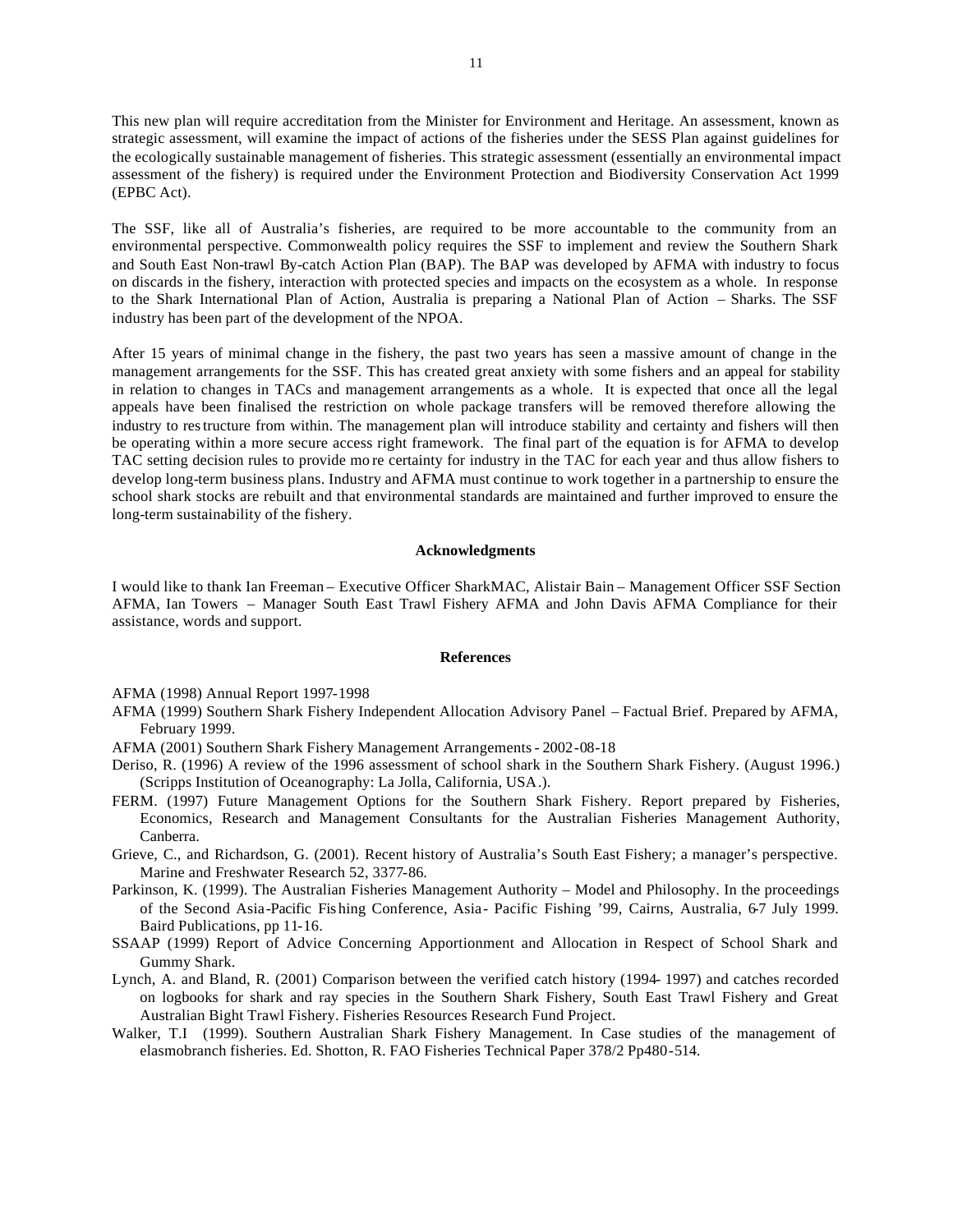This new plan will require accreditation from the Minister for Environment and Heritage. An assessment, known as strategic assessment, will examine the impact of actions of the fisheries under the SESS Plan against guidelines for the ecologically sustainable management of fisheries. This strategic assessment (essentially an environmental impact assessment of the fishery) is required under the Environment Protection and Biodiversity Conservation Act 1999 (EPBC Act).

The SSF, like all of Australia's fisheries, are required to be more accountable to the community from an environmental perspective. Commonwealth policy requires the SSF to implement and review the Southern Shark and South East Non-trawl By-catch Action Plan (BAP). The BAP was developed by AFMA with industry to focus on discards in the fishery, interaction with protected species and impacts on the ecosystem as a whole. In response to the Shark International Plan of Action, Australia is preparing a National Plan of Action – Sharks. The SSF industry has been part of the development of the NPOA.

After 15 years of minimal change in the fishery, the past two years has seen a massive amount of change in the management arrangements for the SSF. This has created great anxiety with some fishers and an appeal for stability in relation to changes in TACs and management arrangements as a whole. It is expected that once all the legal appeals have been finalised the restriction on whole package transfers will be removed therefore allowing the industry to restructure from within. The management plan will introduce stability and certainty and fishers will then be operating within a more secure access right framework. The final part of the equation is for AFMA to develop TAC setting decision rules to provide more certainty for industry in the TAC for each year and thus allow fishers to develop long-term business plans. Industry and AFMA must continue to work together in a partnership to ensure the school shark stocks are rebuilt and that environmental standards are maintained and further improved to ensure the long-term sustainability of the fishery.

## Acknowledgments

I would like to thank Ian Freeman – Executive Officer SharkMAC, Alistair Bain – Management Officer SSF Section AFMA, Ian Towers – Manager South East Trawl Fishery AFMA and John Davis AFMA Compliance for their assistance, words and support.

## References

AFMA (1998) Annual Report 1997-1998

AFMA (1999) Southern Shark Fishery Independent Allocation Advisory Panel – Factual Brief. Prepared by AFMA, February 1999.

AFMA (2001) Southern Shark Fishery Management Arrangements - 2002-08-18

Deriso, R. (1996) A review of the 1996 assessment of school shark in the Southern Shark Fishery. (August 1996.) (Scripps Institution of Oceanography: La Jolla, California, USA.).

FERM. (1997) Future Management Options for the Southern Shark Fishery. Report prepared by Fisheries, Economics, Research and Management Consultants for the Australian Fisheries Management Authority, Canberra.

Grieve, C., and Richardson, G. (2001). Recent history of Australia's South East Fishery; a manager's perspective. Marine and Freshwater Research 52, 3377-86.

Parkinson, K. (1999). The Australian Fisheries Management Authority – Model and Philosophy. In the proceedings of the Second Asia-Pacific Fishing Conference, Asia- Pacific Fishing '99, Cairns, Australia, 6-7 July 1999. Baird Publications, pp 11-16.

SSAAP (1999) Report of Advice Concerning Apportionment and Allocation in Respect of School Shark and Gummy Shark.

Lynch, A. and Bland, R. (2001) Comparison between the verified catch history (1994- 1997) and catches recorded on logbooks for shark and ray species in the Southern Shark Fishery, South East Trawl Fishery and Great Australian Bight Trawl Fishery. Fisheries Resources Research Fund Project.

Walker, T.I (1999). Southern Australian Shark Fishery Management. In Case studies of the management of elasmobranch fisheries. Ed. Shotton, R. FAO Fisheries Technical Paper 378/2 Pp480-514.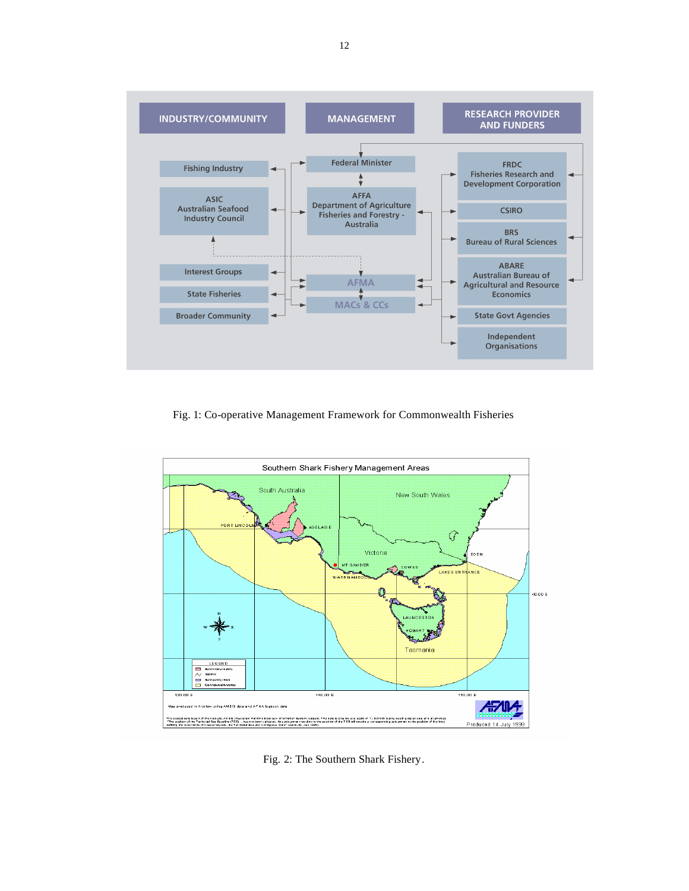INDUSTRY/COMMUNITY

MANAGEMENT

RESEARCH PROVIDER AND FUNDERS

Fishing Industry

ASIC
Australian Seafood Industry Council

Interest Groups

State Fisheries

Broader Community

Federal Minister

AFFA
Department of Agriculture Fisheries and Forestry - Australia

AFMA

MACs & CCs

FRDC
Fisheries Research and Development Corporation

CSIRO

BRS
Bureau of Rural Sciences

ABARE
Australian Bureau of Agricultural and Resource Economics

State Govt Agencies

Independent Organisations

Fig. 1: Co-operative Management Framework for Commonwealth Fisheries

Southern Shark Fishery Management Areas

South Australia

New South Wales

Victoria

Tasmania

PORT LINCOLN

ADELAIDE

MT GAMBIER

WARRNAMBOOL

COWES

LAKES ENTRANCE

EDEN

LAUNCESTON

HOBART

40.00 S

120.00 E

140.00 E

150.00 E

LEGEND

Map produced in Arcview using AMBIS data and AFMA logbook data

Produced 14 July 1999

Fig. 2: The Southern Shark Fishery.